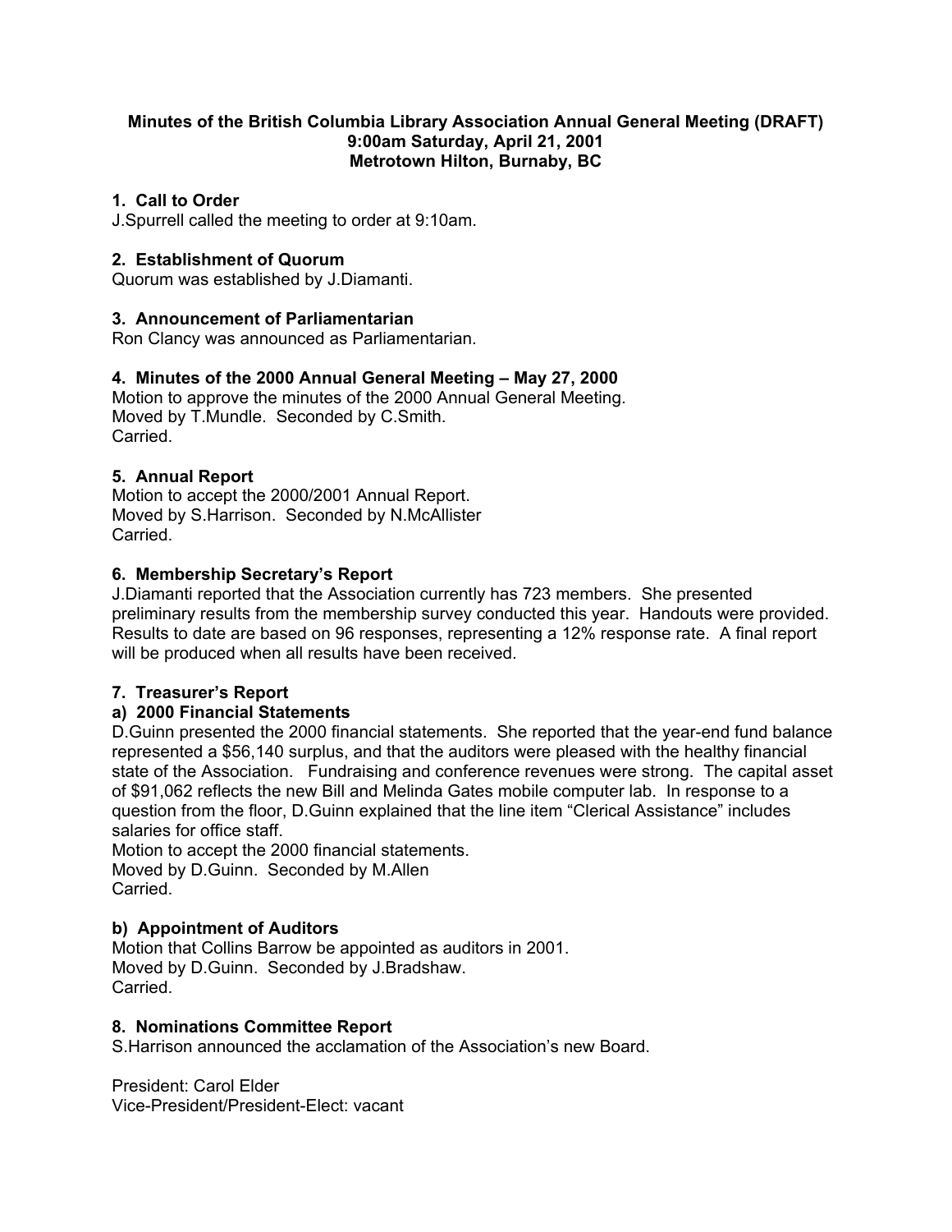**Minutes of the British Columbia Library Association Annual General Meeting (DRAFT)**
**9:00am Saturday, April 21, 2001**
**Metrotown Hilton, Burnaby, BC**

### 1. Call to Order

J.Spurrell called the meeting to order at 9:10am.

### 2. Establishment of Quorum

Quorum was established by J.Diamanti.

### 3. Announcement of Parliamentarian

Ron Clancy was announced as Parliamentarian.

### 4. Minutes of the 2000 Annual General Meeting – May 27, 2000

Motion to approve the minutes of the 2000 Annual General Meeting.
Moved by T.Mundle. Seconded by C.Smith.
Carried.

### 5. Annual Report

Motion to accept the 2000/2001 Annual Report.
Moved by S.Harrison. Seconded by N.McAllister
Carried.

### 6. Membership Secretary's Report

J.Diamanti reported that the Association currently has 723 members. She presented preliminary results from the membership survey conducted this year. Handouts were provided. Results to date are based on 96 responses, representing a 12% response rate. A final report will be produced when all results have been received.

### 7. Treasurer's Report

#### a) 2000 Financial Statements

D.Guinn presented the 2000 financial statements. She reported that the year-end fund balance represented a $56,140 surplus, and that the auditors were pleased with the healthy financial state of the Association. Fundraising and conference revenues were strong. The capital asset of $91,062 reflects the new Bill and Melinda Gates mobile computer lab. In response to a question from the floor, D.Guinn explained that the line item "Clerical Assistance" includes salaries for office staff.
Motion to accept the 2000 financial statements.
Moved by D.Guinn. Seconded by M.Allen
Carried.

#### b) Appointment of Auditors

Motion that Collins Barrow be appointed as auditors in 2001.
Moved by D.Guinn. Seconded by J.Bradshaw.
Carried.

### 8. Nominations Committee Report

S.Harrison announced the acclamation of the Association's new Board.

President: Carol Elder
Vice-President/President-Elect: vacant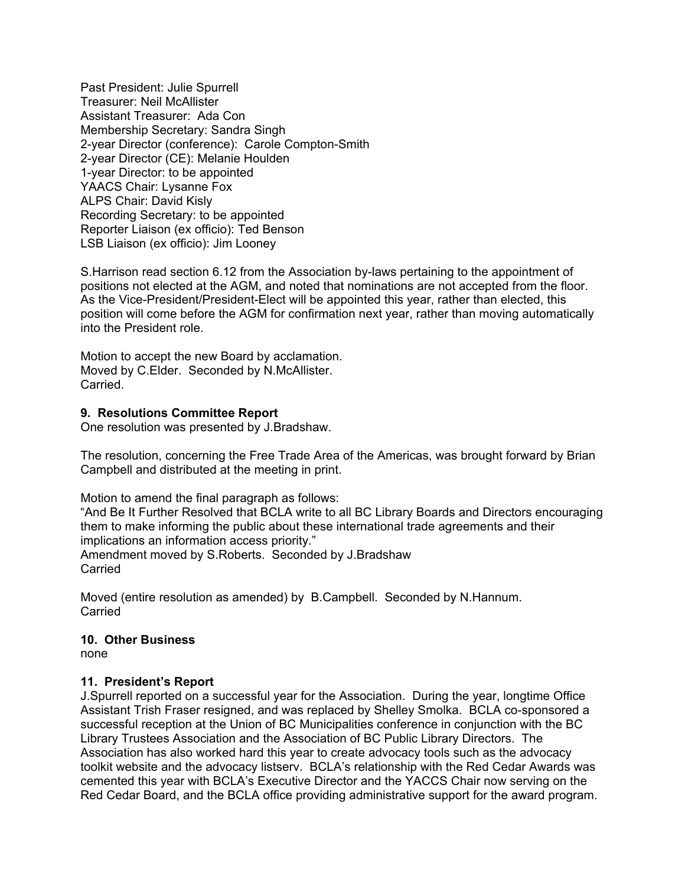Past President: Julie Spurrell
Treasurer: Neil McAllister
Assistant Treasurer: Ada Con
Membership Secretary: Sandra Singh
2-year Director (conference): Carole Compton-Smith
2-year Director (CE): Melanie Houlden
1-year Director: to be appointed
YAACS Chair: Lysanne Fox
ALPS Chair: David Kisly
Recording Secretary: to be appointed
Reporter Liaison (ex officio): Ted Benson
LSB Liaison (ex officio): Jim Looney

S.Harrison read section 6.12 from the Association by-laws pertaining to the appointment of positions not elected at the AGM, and noted that nominations are not accepted from the floor. As the Vice-President/President-Elect will be appointed this year, rather than elected, this position will come before the AGM for confirmation next year, rather than moving automatically into the President role.

Motion to accept the new Board by acclamation.
Moved by C.Elder. Seconded by N.McAllister.
Carried.

**9. Resolutions Committee Report**
One resolution was presented by J.Bradshaw.

The resolution, concerning the Free Trade Area of the Americas, was brought forward by Brian Campbell and distributed at the meeting in print.

Motion to amend the final paragraph as follows:
"And Be It Further Resolved that BCLA write to all BC Library Boards and Directors encouraging them to make informing the public about these international trade agreements and their implications an information access priority."
Amendment moved by S.Roberts. Seconded by J.Bradshaw
Carried

Moved (entire resolution as amended) by B.Campbell. Seconded by N.Hannum.
Carried

**10. Other Business**
none

**11. President's Report**
J.Spurrell reported on a successful year for the Association. During the year, longtime Office Assistant Trish Fraser resigned, and was replaced by Shelley Smolka. BCLA co-sponsored a successful reception at the Union of BC Municipalities conference in conjunction with the BC Library Trustees Association and the Association of BC Public Library Directors. The Association has also worked hard this year to create advocacy tools such as the advocacy toolkit website and the advocacy listserv. BCLA's relationship with the Red Cedar Awards was cemented this year with BCLA's Executive Director and the YACCS Chair now serving on the Red Cedar Board, and the BCLA office providing administrative support for the award program.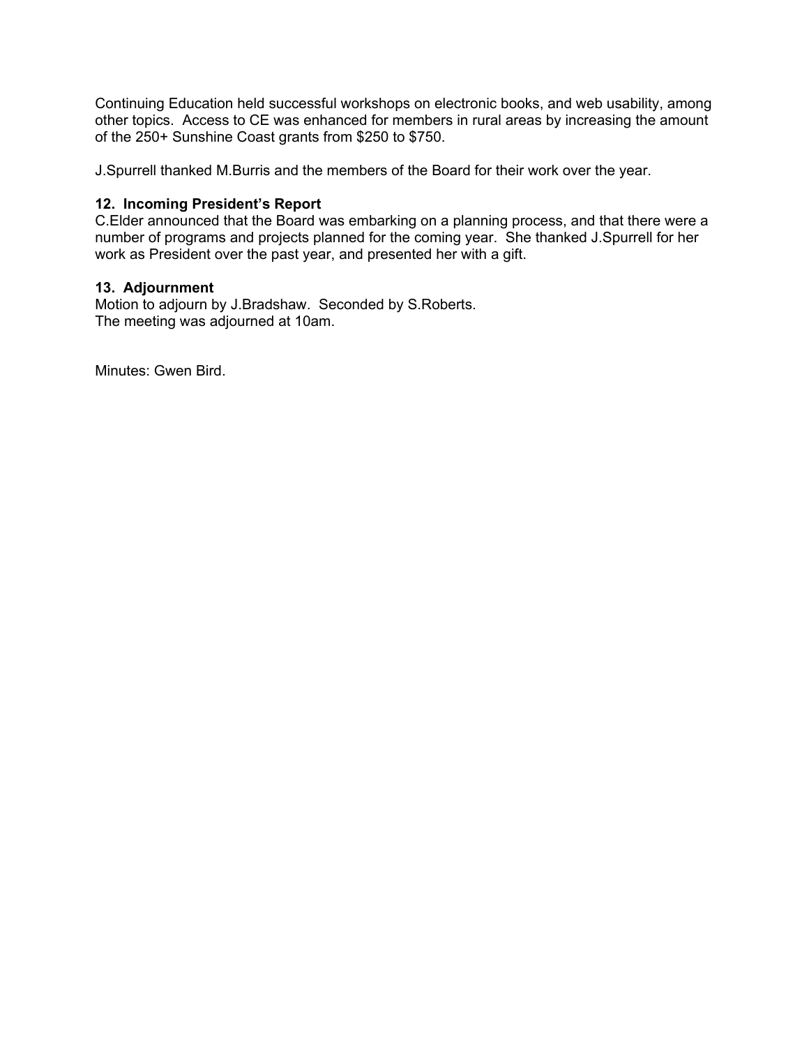Continuing Education held successful workshops on electronic books, and web usability, among other topics. Access to CE was enhanced for members in rural areas by increasing the amount of the 250+ Sunshine Coast grants from $250 to $750.

J.Spurrell thanked M.Burris and the members of the Board for their work over the year.

**12. Incoming President's Report**

C.Elder announced that the Board was embarking on a planning process, and that there were a number of programs and projects planned for the coming year. She thanked J.Spurrell for her work as President over the past year, and presented her with a gift.

**13. Adjournment**

Motion to adjourn by J.Bradshaw. Seconded by S.Roberts.
The meeting was adjourned at 10am.

Minutes: Gwen Bird.